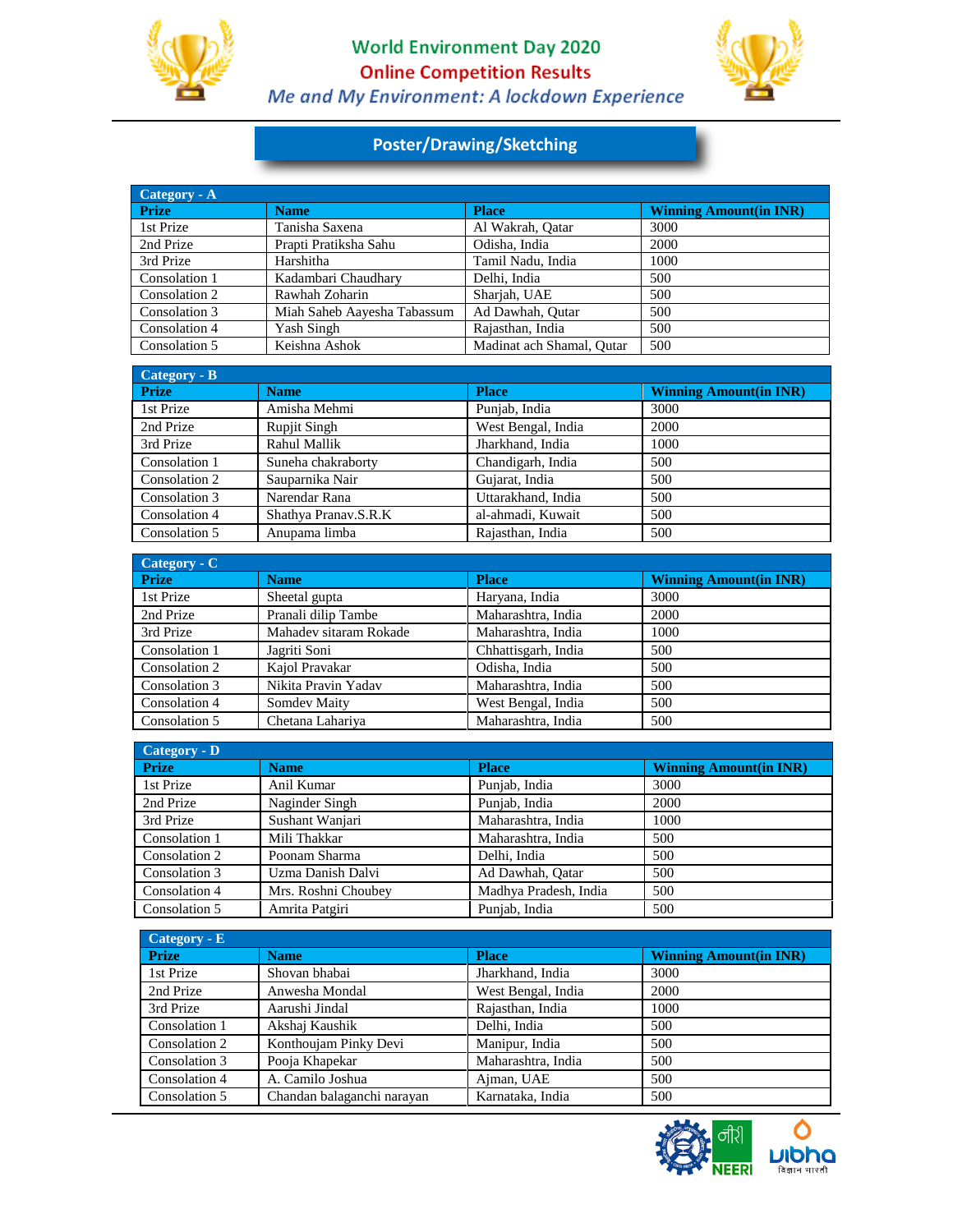# World Environment Day 2020

## Online Competition Results

### *Me and My Environment: A lockdown Experience*

## Poster/Drawing/Sketching

| Category - A | | | |
|---|---|---|---|
| **Prize** | **Name** | **Place** | **Winning Amount(in INR)** |
| 1st Prize | Tanisha Saxena | Al Wakrah, Qatar | 3000 |
| 2nd Prize | Prapti Pratiksha Sahu | Odisha, India | 2000 |
| 3rd Prize | Harshitha | Tamil Nadu, India | 1000 |
| Consolation 1 | Kadambari Chaudhary | Delhi, India | 500 |
| Consolation 2 | Rawhah Zoharin | Sharjah, UAE | 500 |
| Consolation 3 | Miah Saheb Aayesha Tabassum | Ad Dawhah, Qutar | 500 |
| Consolation 4 | Yash Singh | Rajasthan, India | 500 |
| Consolation 5 | Keishna Ashok | Madinat ach Shamal, Qutar | 500 |

| Category - B | | | |
|---|---|---|---|
| **Prize** | **Name** | **Place** | **Winning Amount(in INR)** |
| 1st Prize | Amisha Mehmi | Punjab, India | 3000 |
| 2nd Prize | Rupjit Singh | West Bengal, India | 2000 |
| 3rd Prize | Rahul Mallik | Jharkhand, India | 1000 |
| Consolation 1 | Suneha chakraborty | Chandigarh, India | 500 |
| Consolation 2 | Sauparnika Nair | Gujarat, India | 500 |
| Consolation 3 | Narendar Rana | Uttarakhand, India | 500 |
| Consolation 4 | Shathya Pranav.S.R.K | al-ahmadi, Kuwait | 500 |
| Consolation 5 | Anupama limba | Rajasthan, India | 500 |

| Category - C | | | |
|---|---|---|---|
| **Prize** | **Name** | **Place** | **Winning Amount(in INR)** |
| 1st Prize | Sheetal gupta | Haryana, India | 3000 |
| 2nd Prize | Pranali dilip Tambe | Maharashtra, India | 2000 |
| 3rd Prize | Mahadev sitaram Rokade | Maharashtra, India | 1000 |
| Consolation 1 | Jagriti Soni | Chhattisgarh, India | 500 |
| Consolation 2 | Kajol Pravakar | Odisha, India | 500 |
| Consolation 3 | Nikita Pravin Yadav | Maharashtra, India | 500 |
| Consolation 4 | Somdev Maity | West Bengal, India | 500 |
| Consolation 5 | Chetana Lahariya | Maharashtra, India | 500 |

| Category - D | | | |
|---|---|---|---|
| **Prize** | **Name** | **Place** | **Winning Amount(in INR)** |
| 1st Prize | Anil Kumar | Punjab, India | 3000 |
| 2nd Prize | Naginder Singh | Punjab, India | 2000 |
| 3rd Prize | Sushant Wanjari | Maharashtra, India | 1000 |
| Consolation 1 | Mili Thakkar | Maharashtra, India | 500 |
| Consolation 2 | Poonam Sharma | Delhi, India | 500 |
| Consolation 3 | Uzma Danish Dalvi | Ad Dawhah, Qatar | 500 |
| Consolation 4 | Mrs. Roshni Choubey | Madhya Pradesh, India | 500 |
| Consolation 5 | Amrita Patgiri | Punjab, India | 500 |

| Category - E | | | |
|---|---|---|---|
| **Prize** | **Name** | **Place** | **Winning Amount(in INR)** |
| 1st Prize | Shovan bhabai | Jharkhand, India | 3000 |
| 2nd Prize | Anwesha Mondal | West Bengal, India | 2000 |
| 3rd Prize | Aarushi Jindal | Rajasthan, India | 1000 |
| Consolation 1 | Akshaj Kaushik | Delhi, India | 500 |
| Consolation 2 | Konthoujam Pinky Devi | Manipur, India | 500 |
| Consolation 3 | Pooja Khapekar | Maharashtra, India | 500 |
| Consolation 4 | A. Camilo Joshua | Ajman, UAE | 500 |
| Consolation 5 | Chandan balaganchi narayan | Karnataka, India | 500 |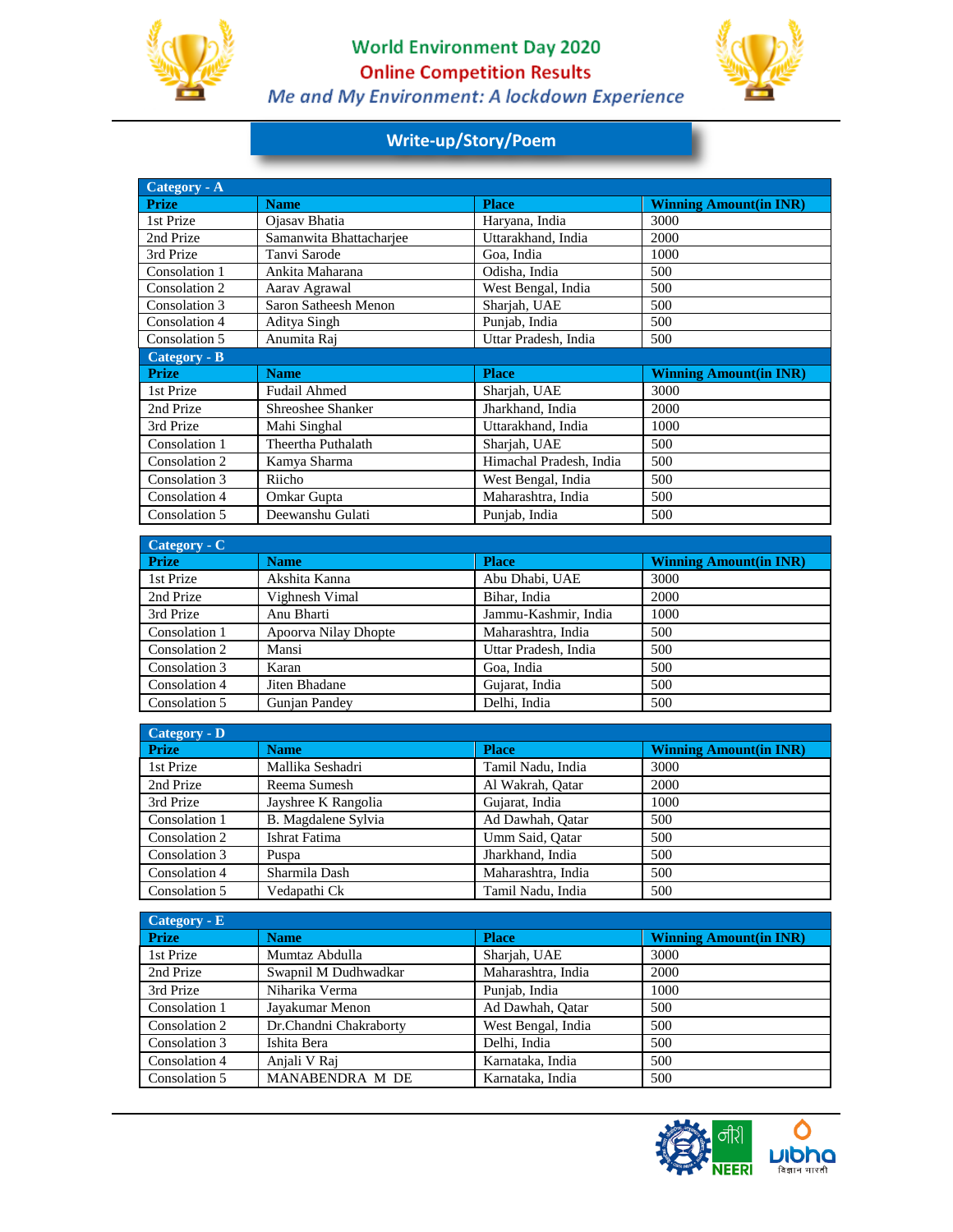# World Environment Day 2020

## Online Competition Results

### *Me and My Environment: A lockdown Experience*

## Write-up/Story/Poem

| Category - A | | | |
|---|---|---|---|
| **Prize** | **Name** | **Place** | **Winning Amount(in INR)** |
| 1st Prize | Ojasav Bhatia | Haryana, India | 3000 |
| 2nd Prize | Samanwita Bhattacharjee | Uttarakhand, India | 2000 |
| 3rd Prize | Tanvi Sarode | Goa, India | 1000 |
| Consolation 1 | Ankita Maharana | Odisha, India | 500 |
| Consolation 2 | Aarav Agrawal | West Bengal, India | 500 |
| Consolation 3 | Saron Satheesh Menon | Sharjah, UAE | 500 |
| Consolation 4 | Aditya Singh | Punjab, India | 500 |
| Consolation 5 | Anumita Raj | Uttar Pradesh, India | 500 |

| Category - B | | | |
|---|---|---|---|
| **Prize** | **Name** | **Place** | **Winning Amount(in INR)** |
| 1st Prize | Fudail Ahmed | Sharjah, UAE | 3000 |
| 2nd Prize | Shreoshee Shanker | Jharkhand, India | 2000 |
| 3rd Prize | Mahi Singhal | Uttarakhand, India | 1000 |
| Consolation 1 | Theertha Puthalath | Sharjah, UAE | 500 |
| Consolation 2 | Kamya Sharma | Himachal Pradesh, India | 500 |
| Consolation 3 | Riicho | West Bengal, India | 500 |
| Consolation 4 | Omkar Gupta | Maharashtra, India | 500 |
| Consolation 5 | Deewanshu Gulati | Punjab, India | 500 |

| Category - C | | | |
|---|---|---|---|
| **Prize** | **Name** | **Place** | **Winning Amount(in INR)** |
| 1st Prize | Akshita Kanna | Abu Dhabi, UAE | 3000 |
| 2nd Prize | Vighnesh Vimal | Bihar, India | 2000 |
| 3rd Prize | Anu Bharti | Jammu-Kashmir, India | 1000 |
| Consolation 1 | Apoorva Nilay Dhopte | Maharashtra, India | 500 |
| Consolation 2 | Mansi | Uttar Pradesh, India | 500 |
| Consolation 3 | Karan | Goa, India | 500 |
| Consolation 4 | Jiten Bhadane | Gujarat, India | 500 |
| Consolation 5 | Gunjan Pandey | Delhi, India | 500 |

| Category - D | | | |
|---|---|---|---|
| **Prize** | **Name** | **Place** | **Winning Amount(in INR)** |
| 1st Prize | Mallika Seshadri | Tamil Nadu, India | 3000 |
| 2nd Prize | Reema Sumesh | Al Wakrah, Qatar | 2000 |
| 3rd Prize | Jayshree K Rangolia | Gujarat, India | 1000 |
| Consolation 1 | B. Magdalene Sylvia | Ad Dawhah, Qatar | 500 |
| Consolation 2 | Ishrat Fatima | Umm Said, Qatar | 500 |
| Consolation 3 | Puspa | Jharkhand, India | 500 |
| Consolation 4 | Sharmila Dash | Maharashtra, India | 500 |
| Consolation 5 | Vedapathi Ck | Tamil Nadu, India | 500 |

| Category - E | | | |
|---|---|---|---|
| **Prize** | **Name** | **Place** | **Winning Amount(in INR)** |
| 1st Prize | Mumtaz Abdulla | Sharjah, UAE | 3000 |
| 2nd Prize | Swapnil M Dudhwadkar | Maharashtra, India | 2000 |
| 3rd Prize | Niharika Verma | Punjab, India | 1000 |
| Consolation 1 | Jayakumar Menon | Ad Dawhah, Qatar | 500 |
| Consolation 2 | Dr.Chandni Chakraborty | West Bengal, India | 500 |
| Consolation 3 | Ishita Bera | Delhi, India | 500 |
| Consolation 4 | Anjali V Raj | Karnataka, India | 500 |
| Consolation 5 | MANABENDRA M DE | Karnataka, India | 500 |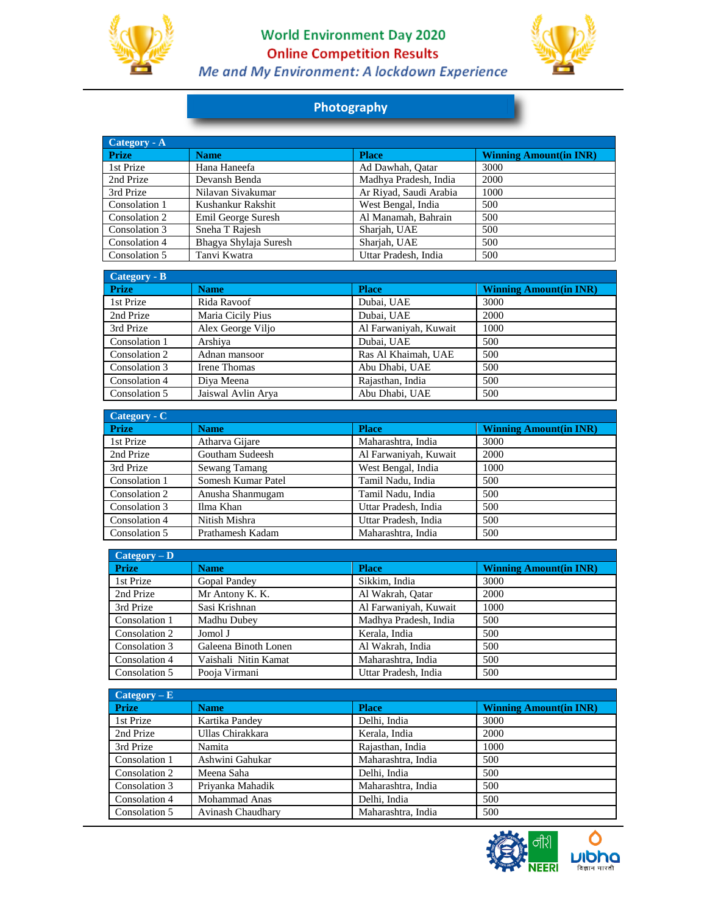# World Environment Day 2020

## Online Competition Results

*Me and My Environment: A lockdown Experience*

## Photography

**Category - A**

| Prize | Name | Place | Winning Amount(in INR) |
|---|---|---|---|
| 1st Prize | Hana Haneefa | Ad Dawhah, Qatar | 3000 |
| 2nd Prize | Devansh Benda | Madhya Pradesh, India | 2000 |
| 3rd Prize | Nilavan Sivakumar | Ar Riyad, Saudi Arabia | 1000 |
| Consolation 1 | Kushankur Rakshit | West Bengal, India | 500 |
| Consolation 2 | Emil George Suresh | Al Manamah, Bahrain | 500 |
| Consolation 3 | Sneha T Rajesh | Sharjah, UAE | 500 |
| Consolation 4 | Bhagya Shylaja Suresh | Sharjah, UAE | 500 |
| Consolation 5 | Tanvi Kwatra | Uttar Pradesh, India | 500 |

**Category - B**

| Prize | Name | Place | Winning Amount(in INR) |
|---|---|---|---|
| 1st Prize | Rida Ravoof | Dubai, UAE | 3000 |
| 2nd Prize | Maria Cicily Pius | Dubai, UAE | 2000 |
| 3rd Prize | Alex George Viljo | Al Farwaniyah, Kuwait | 1000 |
| Consolation 1 | Arshiya | Dubai, UAE | 500 |
| Consolation 2 | Adnan mansoor | Ras Al Khaimah, UAE | 500 |
| Consolation 3 | Irene Thomas | Abu Dhabi, UAE | 500 |
| Consolation 4 | Diya Meena | Rajasthan, India | 500 |
| Consolation 5 | Jaiswal Avlin Arya | Abu Dhabi, UAE | 500 |

**Category - C**

| Prize | Name | Place | Winning Amount(in INR) |
|---|---|---|---|
| 1st Prize | Atharva Gijare | Maharashtra, India | 3000 |
| 2nd Prize | Goutham Sudeesh | Al Farwaniyah, Kuwait | 2000 |
| 3rd Prize | Sewang Tamang | West Bengal, India | 1000 |
| Consolation 1 | Somesh Kumar Patel | Tamil Nadu, India | 500 |
| Consolation 2 | Anusha Shanmugam | Tamil Nadu, India | 500 |
| Consolation 3 | Ilma Khan | Uttar Pradesh, India | 500 |
| Consolation 4 | Nitish Mishra | Uttar Pradesh, India | 500 |
| Consolation 5 | Prathamesh Kadam | Maharashtra, India | 500 |

**Category – D**

| Prize | Name | Place | Winning Amount(in INR) |
|---|---|---|---|
| 1st Prize | Gopal Pandey | Sikkim, India | 3000 |
| 2nd Prize | Mr Antony K. K. | Al Wakrah, Qatar | 2000 |
| 3rd Prize | Sasi Krishnan | Al Farwaniyah, Kuwait | 1000 |
| Consolation 1 | Madhu Dubey | Madhya Pradesh, India | 500 |
| Consolation 2 | Jomol J | Kerala, India | 500 |
| Consolation 3 | Galeena Binoth Lonen | Al Wakrah, India | 500 |
| Consolation 4 | Vaishali Nitin Kamat | Maharashtra, India | 500 |
| Consolation 5 | Pooja Virmani | Uttar Pradesh, India | 500 |

**Category – E**

| Prize | Name | Place | Winning Amount(in INR) |
|---|---|---|---|
| 1st Prize | Kartika Pandey | Delhi, India | 3000 |
| 2nd Prize | Ullas Chirakkara | Kerala, India | 2000 |
| 3rd Prize | Namita | Rajasthan, India | 1000 |
| Consolation 1 | Ashwini Gahukar | Maharashtra, India | 500 |
| Consolation 2 | Meena Saha | Delhi, India | 500 |
| Consolation 3 | Priyanka Mahadik | Maharashtra, India | 500 |
| Consolation 4 | Mohammad Anas | Delhi, India | 500 |
| Consolation 5 | Avinash Chaudhary | Maharashtra, India | 500 |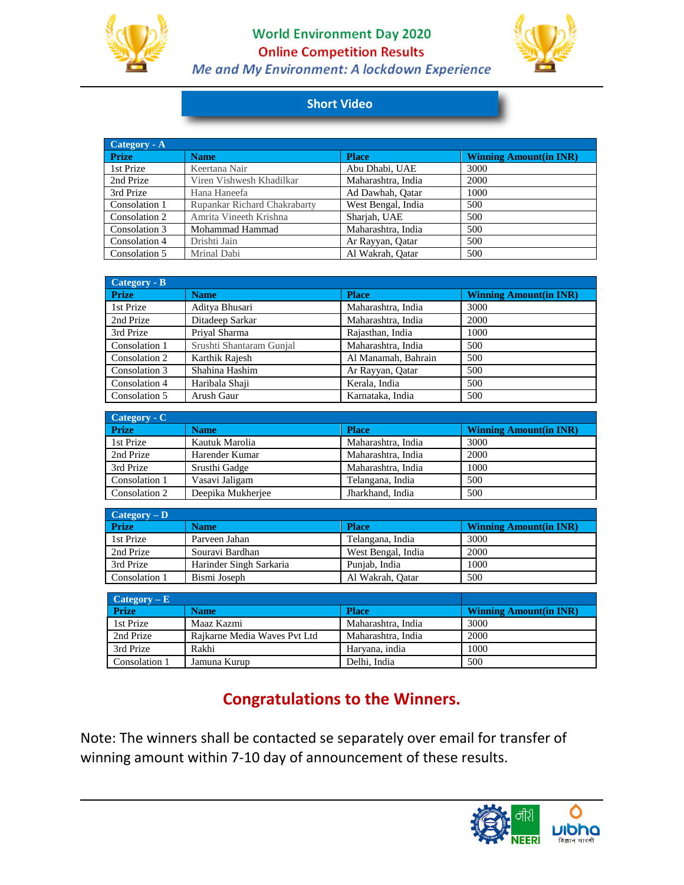# World Environment Day 2020

## Online Competition Results

### *Me and My Environment: A lockdown Experience*

## Short Video

| Category - A | | | |
|---|---|---|---|
| **Prize** | **Name** | **Place** | **Winning Amount(in INR)** |
| 1st Prize | Keertana Nair | Abu Dhabi, UAE | 3000 |
| 2nd Prize | Viren Vishwesh Khadilkar | Maharashtra, India | 2000 |
| 3rd Prize | Hana Haneefa | Ad Dawhah, Qatar | 1000 |
| Consolation 1 | Rupankar Richard Chakrabarty | West Bengal, India | 500 |
| Consolation 2 | Amrita Vineeth Krishna | Sharjah, UAE | 500 |
| Consolation 3 | Mohammad Hammad | Maharashtra, India | 500 |
| Consolation 4 | Drishti Jain | Ar Rayyan, Qatar | 500 |
| Consolation 5 | Mrinal Dabi | Al Wakrah, Qatar | 500 |

| Category - B | | | |
|---|---|---|---|
| **Prize** | **Name** | **Place** | **Winning Amount(in INR)** |
| 1st Prize | Aditya Bhusari | Maharashtra, India | 3000 |
| 2nd Prize | Ditadeep Sarkar | Maharashtra, India | 2000 |
| 3rd Prize | Priyal Sharma | Rajasthan, India | 1000 |
| Consolation 1 | Srushti Shantaram Gunjal | Maharashtra, India | 500 |
| Consolation 2 | Karthik Rajesh | Al Manamah, Bahrain | 500 |
| Consolation 3 | Shahina Hashim | Ar Rayyan, Qatar | 500 |
| Consolation 4 | Haribala Shaji | Kerala, India | 500 |
| Consolation 5 | Arush Gaur | Karnataka, India | 500 |

| Category - C | | | |
|---|---|---|---|
| **Prize** | **Name** | **Place** | **Winning Amount(in INR)** |
| 1st Prize | Kautuk Marolia | Maharashtra, India | 3000 |
| 2nd Prize | Harender Kumar | Maharashtra, India | 2000 |
| 3rd Prize | Srusthi Gadge | Maharashtra, India | 1000 |
| Consolation 1 | Vasavi Jaligam | Telangana, India | 500 |
| Consolation 2 | Deepika Mukherjee | Jharkhand, India | 500 |

| Category – D | | | |
|---|---|---|---|
| **Prize** | **Name** | **Place** | **Winning Amount(in INR)** |
| 1st Prize | Parveen Jahan | Telangana, India | 3000 |
| 2nd Prize | Souravi Bardhan | West Bengal, India | 2000 |
| 3rd Prize | Harinder Singh Sarkaria | Punjab, India | 1000 |
| Consolation 1 | Bismi Joseph | Al Wakrah, Qatar | 500 |

| Category – E | | | |
|---|---|---|---|
| **Prize** | **Name** | **Place** | **Winning Amount(in INR)** |
| 1st Prize | Maaz Kazmi | Maharashtra, India | 3000 |
| 2nd Prize | Rajkarne Media Waves Pvt Ltd | Maharashtra, India | 2000 |
| 3rd Prize | Rakhi | Haryana, india | 1000 |
| Consolation 1 | Jamuna Kurup | Delhi, India | 500 |

## Congratulations to the Winners.

Note: The winners shall be contacted se separately over email for transfer of winning amount within 7-10 day of announcement of these results.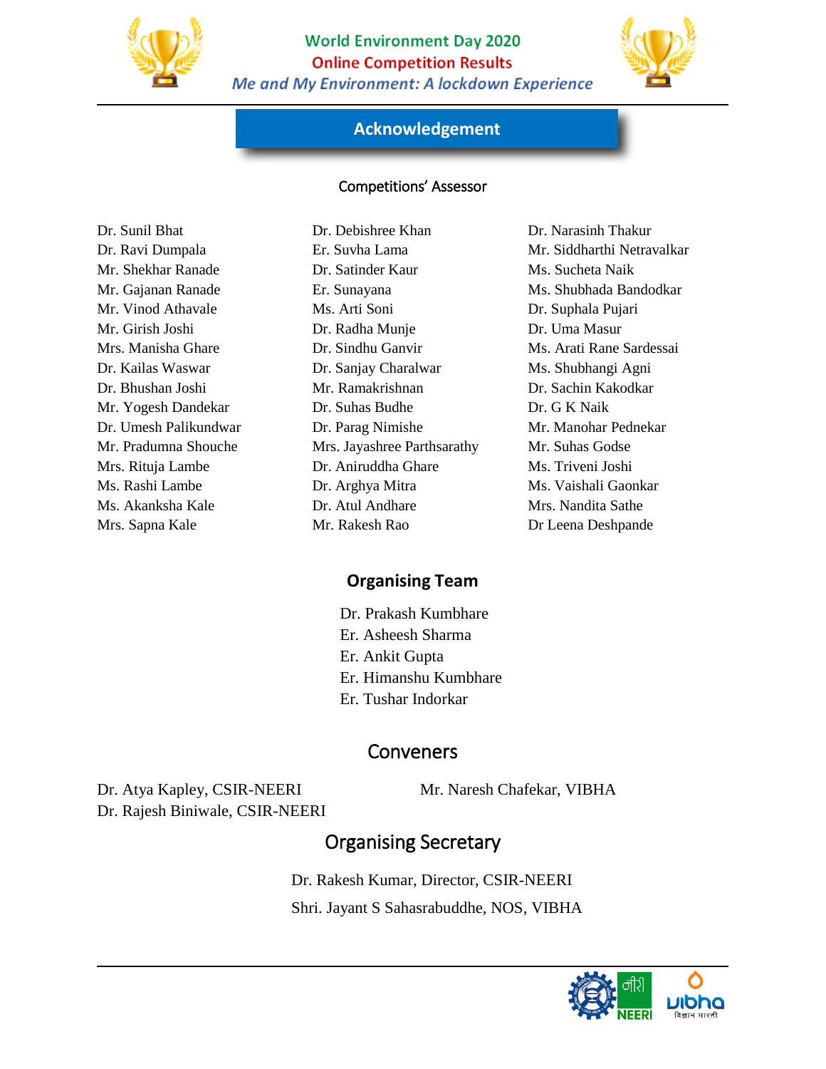World Environment Day 2020

Online Competition Results

*Me and My Environment: A lockdown Experience*

## Acknowledgement

### Competitions' Assessor

Dr. Sunil Bhat
Dr. Ravi Dumpala
Mr. Shekhar Ranade
Mr. Gajanan Ranade
Mr. Vinod Athavale
Mr. Girish Joshi
Mrs. Manisha Ghare
Dr. Kailas Waswar
Dr. Bhushan Joshi
Mr. Yogesh Dandekar
Dr. Umesh Palikundwar
Mr. Pradumna Shouche
Mrs. Rituja Lambe
Ms. Rashi Lambe
Ms. Akanksha Kale
Mrs. Sapna Kale

Dr. Debishree Khan
Er. Suvha Lama
Dr. Satinder Kaur
Er. Sunayana
Ms. Arti Soni
Dr. Radha Munje
Dr. Sindhu Ganvir
Dr. Sanjay Charalwar
Mr. Ramakrishnan
Dr. Suhas Budhe
Dr. Parag Nimishe
Mrs. Jayashree Parthsarathy
Dr. Aniruddha Ghare
Dr. Arghya Mitra
Dr. Atul Andhare
Mr. Rakesh Rao

Dr. Narasinh Thakur
Mr. Siddharthi Netravalkar
Ms. Sucheta Naik
Ms. Shubhada Bandodkar
Dr. Suphala Pujari
Dr. Uma Masur
Ms. Arati Rane Sardessai
Ms. Shubhangi Agni
Dr. Sachin Kakodkar
Dr. G K Naik
Mr. Manohar Pednekar
Mr. Suhas Godse
Ms. Triveni Joshi
Ms. Vaishali Gaonkar
Mrs. Nandita Sathe
Dr Leena Deshpande

### Organising Team

Dr. Prakash Kumbhare
Er. Asheesh Sharma
Er. Ankit Gupta
Er. Himanshu Kumbhare
Er. Tushar Indorkar

### Conveners

Dr. Atya Kapley, CSIR-NEERI
Dr. Rajesh Biniwale, CSIR-NEERI
Mr. Naresh Chafekar, VIBHA

### Organising Secretary

Dr. Rakesh Kumar, Director, CSIR-NEERI
Shri. Jayant S Sahasrabuddhe, NOS, VIBHA